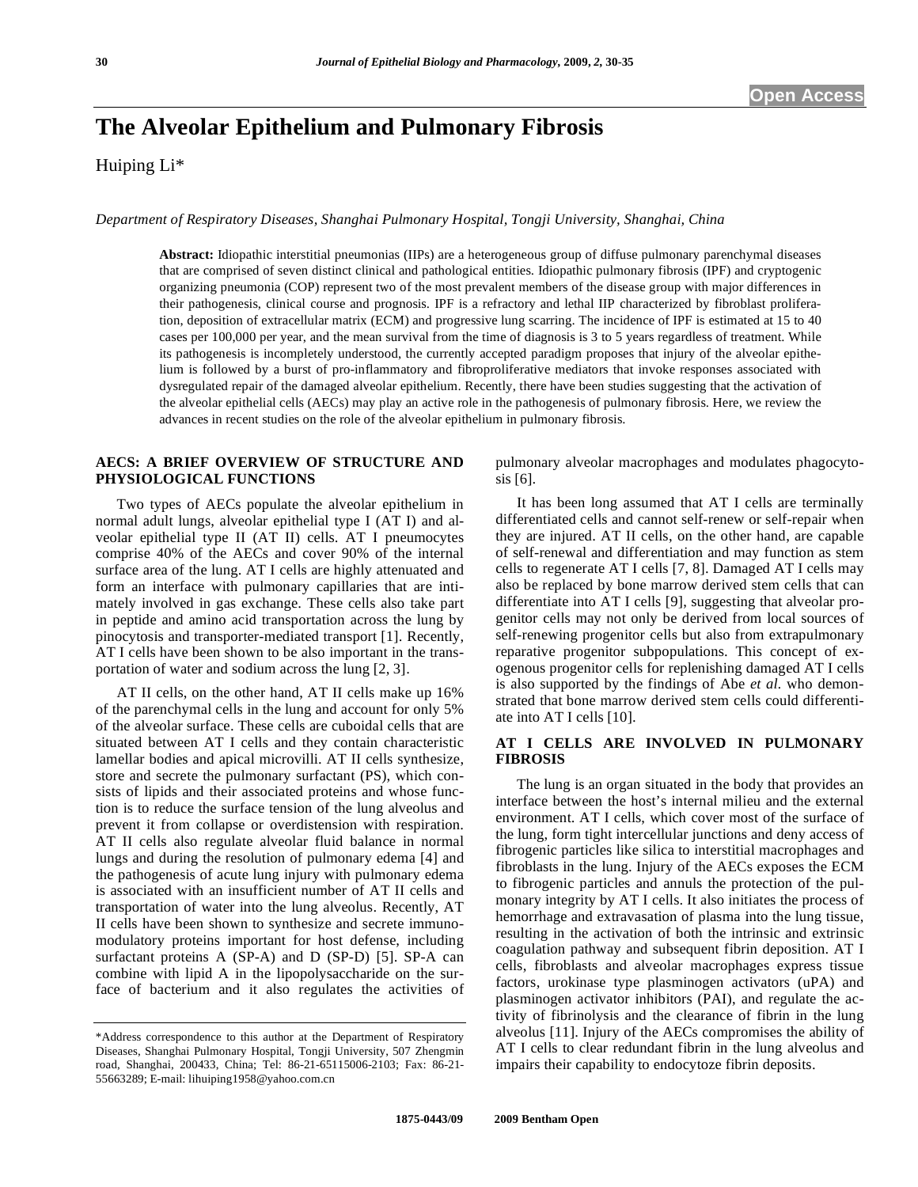Open Access

# The Alveolar Epithelium and Pulmonary Fibrosis

Huiping Li*

*Department of Respiratory Diseases, Shanghai Pulmonary Hospital, Tongji University, Shanghai, China*

**Abstract:** Idiopathic interstitial pneumonias (IIPs) are a heterogeneous group of diffuse pulmonary parenchymal diseases that are comprised of seven distinct clinical and pathological entities. Idiopathic pulmonary fibrosis (IPF) and cryptogenic organizing pneumonia (COP) represent two of the most prevalent members of the disease group with major differences in their pathogenesis, clinical course and prognosis. IPF is a refractory and lethal IIP characterized by fibroblast proliferation, deposition of extracellular matrix (ECM) and progressive lung scarring. The incidence of IPF is estimated at 15 to 40 cases per 100,000 per year, and the mean survival from the time of diagnosis is 3 to 5 years regardless of treatment. While its pathogenesis is incompletely understood, the currently accepted paradigm proposes that injury of the alveolar epithelium is followed by a burst of pro-inflammatory and fibroproliferative mediators that invoke responses associated with dysregulated repair of the damaged alveolar epithelium. Recently, there have been studies suggesting that the activation of the alveolar epithelial cells (AECs) may play an active role in the pathogenesis of pulmonary fibrosis. Here, we review the advances in recent studies on the role of the alveolar epithelium in pulmonary fibrosis.

## AECS: A BRIEF OVERVIEW OF STRUCTURE AND PHYSIOLOGICAL FUNCTIONS

Two types of AECs populate the alveolar epithelium in normal adult lungs, alveolar epithelial type I (AT I) and alveolar epithelial type II (AT II) cells. AT I pneumocytes comprise 40% of the AECs and cover 90% of the internal surface area of the lung. AT I cells are highly attenuated and form an interface with pulmonary capillaries that are intimately involved in gas exchange. These cells also take part in peptide and amino acid transportation across the lung by pinocytosis and transporter-mediated transport [1]. Recently, AT I cells have been shown to be also important in the transportation of water and sodium across the lung [2, 3].

AT II cells, on the other hand, AT II cells make up 16% of the parenchymal cells in the lung and account for only 5% of the alveolar surface. These cells are cuboidal cells that are situated between AT I cells and they contain characteristic lamellar bodies and apical microvilli. AT II cells synthesize, store and secrete the pulmonary surfactant (PS), which consists of lipids and their associated proteins and whose function is to reduce the surface tension of the lung alveolus and prevent it from collapse or overdistension with respiration. AT II cells also regulate alveolar fluid balance in normal lungs and during the resolution of pulmonary edema [4] and the pathogenesis of acute lung injury with pulmonary edema is associated with an insufficient number of AT II cells and transportation of water into the lung alveolus. Recently, AT II cells have been shown to synthesize and secrete immunomodulatory proteins important for host defense, including surfactant proteins A (SP-A) and D (SP-D) [5]. SP-A can combine with lipid A in the lipopolysaccharide on the surface of bacterium and it also regulates the activities of pulmonary alveolar macrophages and modulates phagocytosis [6].

It has been long assumed that AT I cells are terminally differentiated cells and cannot self-renew or self-repair when they are injured. AT II cells, on the other hand, are capable of self-renewal and differentiation and may function as stem cells to regenerate AT I cells [7, 8]. Damaged AT I cells may also be replaced by bone marrow derived stem cells that can differentiate into AT I cells [9], suggesting that alveolar progenitor cells may not only be derived from local sources of self-renewing progenitor cells but also from extrapulmonary reparative progenitor subpopulations. This concept of exogenous progenitor cells for replenishing damaged AT I cells is also supported by the findings of Abe *et al.* who demonstrated that bone marrow derived stem cells could differentiate into AT I cells [10].

## AT I CELLS ARE INVOLVED IN PULMONARY FIBROSIS

The lung is an organ situated in the body that provides an interface between the host's internal milieu and the external environment. AT I cells, which cover most of the surface of the lung, form tight intercellular junctions and deny access of fibrogenic particles like silica to interstitial macrophages and fibroblasts in the lung. Injury of the AECs exposes the ECM to fibrogenic particles and annuls the protection of the pulmonary integrity by AT I cells. It also initiates the process of hemorrhage and extravasation of plasma into the lung tissue, resulting in the activation of both the intrinsic and extrinsic coagulation pathway and subsequent fibrin deposition. AT I cells, fibroblasts and alveolar macrophages express tissue factors, urokinase type plasminogen activators (uPA) and plasminogen activator inhibitors (PAI), and regulate the activity of fibrinolysis and the clearance of fibrin in the lung alveolus [11]. Injury of the AECs compromises the ability of AT I cells to clear redundant fibrin in the lung alveolus and impairs their capability to endocytoze fibrin deposits.

*Address correspondence to this author at the Department of Respiratory Diseases, Shanghai Pulmonary Hospital, Tongji University, 507 Zhengmin road, Shanghai, 200433, China; Tel: 86-21-65115006-2103; Fax: 86-21-55663289; E-mail: lihuiping1958@yahoo.com.cn

1875-0443/09 2009 Bentham Open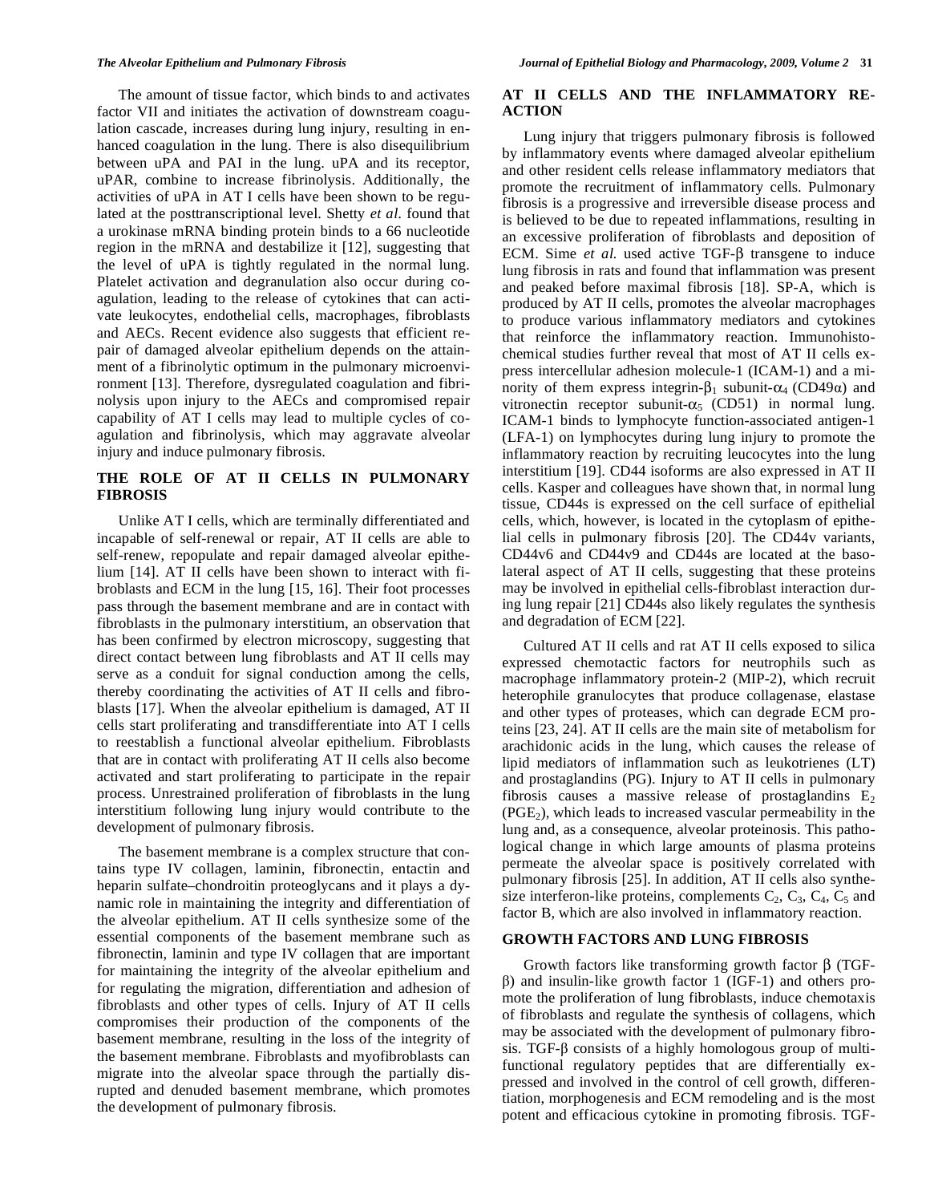The amount of tissue factor, which binds to and activates factor VII and initiates the activation of downstream coagulation cascade, increases during lung injury, resulting in enhanced coagulation in the lung. There is also disequilibrium between uPA and PAI in the lung. uPA and its receptor, uPAR, combine to increase fibrinolysis. Additionally, the activities of uPA in AT I cells have been shown to be regulated at the posttranscriptional level. Shetty *et al.* found that a urokinase mRNA binding protein binds to a 66 nucleotide region in the mRNA and destabilize it [12], suggesting that the level of uPA is tightly regulated in the normal lung. Platelet activation and degranulation also occur during coagulation, leading to the release of cytokines that can activate leukocytes, endothelial cells, macrophages, fibroblasts and AECs. Recent evidence also suggests that efficient repair of damaged alveolar epithelium depends on the attainment of a fibrinolytic optimum in the pulmonary microenvironment [13]. Therefore, dysregulated coagulation and fibrinolysis upon injury to the AECs and compromised repair capability of AT I cells may lead to multiple cycles of coagulation and fibrinolysis, which may aggravate alveolar injury and induce pulmonary fibrosis.

## THE ROLE OF AT II CELLS IN PULMONARY FIBROSIS

Unlike AT I cells, which are terminally differentiated and incapable of self-renewal or repair, AT II cells are able to self-renew, repopulate and repair damaged alveolar epithelium [14]. AT II cells have been shown to interact with fibroblasts and ECM in the lung [15, 16]. Their foot processes pass through the basement membrane and are in contact with fibroblasts in the pulmonary interstitium, an observation that has been confirmed by electron microscopy, suggesting that direct contact between lung fibroblasts and AT II cells may serve as a conduit for signal conduction among the cells, thereby coordinating the activities of AT II cells and fibroblasts [17]. When the alveolar epithelium is damaged, AT II cells start proliferating and transdifferentiate into AT I cells to reestablish a functional alveolar epithelium. Fibroblasts that are in contact with proliferating AT II cells also become activated and start proliferating to participate in the repair process. Unrestrained proliferation of fibroblasts in the lung interstitium following lung injury would contribute to the development of pulmonary fibrosis.

The basement membrane is a complex structure that contains type IV collagen, laminin, fibronectin, entactin and heparin sulfate–chondroitin proteoglycans and it plays a dynamic role in maintaining the integrity and differentiation of the alveolar epithelium. AT II cells synthesize some of the essential components of the basement membrane such as fibronectin, laminin and type IV collagen that are important for maintaining the integrity of the alveolar epithelium and for regulating the migration, differentiation and adhesion of fibroblasts and other types of cells. Injury of AT II cells compromises their production of the components of the basement membrane, resulting in the loss of the integrity of the basement membrane. Fibroblasts and myofibroblasts can migrate into the alveolar space through the partially disrupted and denuded basement membrane, which promotes the development of pulmonary fibrosis.

## AT II CELLS AND THE INFLAMMATORY REACTION

Lung injury that triggers pulmonary fibrosis is followed by inflammatory events where damaged alveolar epithelium and other resident cells release inflammatory mediators that promote the recruitment of inflammatory cells. Pulmonary fibrosis is a progressive and irreversible disease process and is believed to be due to repeated inflammations, resulting in an excessive proliferation of fibroblasts and deposition of ECM. Sime *et al.* used active TGF-β transgene to induce lung fibrosis in rats and found that inflammation was present and peaked before maximal fibrosis [18]. SP-A, which is produced by AT II cells, promotes the alveolar macrophages to produce various inflammatory mediators and cytokines that reinforce the inflammatory reaction. Immunohistochemical studies further reveal that most of AT II cells express intercellular adhesion molecule-1 (ICAM-1) and a minority of them express integrin-$\beta_1$ subunit-$\alpha_4$ (CD49α) and vitronectin receptor subunit-$\alpha_5$ (CD51) in normal lung. ICAM-1 binds to lymphocyte function-associated antigen-1 (LFA-1) on lymphocytes during lung injury to promote the inflammatory reaction by recruiting leucocytes into the lung interstitium [19]. CD44 isoforms are also expressed in AT II cells. Kasper and colleagues have shown that, in normal lung tissue, CD44s is expressed on the cell surface of epithelial cells, which, however, is located in the cytoplasm of epithelial cells in pulmonary fibrosis [20]. The CD44v variants, CD44v6 and CD44v9 and CD44s are located at the basolateral aspect of AT II cells, suggesting that these proteins may be involved in epithelial cells-fibroblast interaction during lung repair [21] CD44s also likely regulates the synthesis and degradation of ECM [22].

Cultured AT II cells and rat AT II cells exposed to silica expressed chemotactic factors for neutrophils such as macrophage inflammatory protein-2 (MIP-2), which recruit heterophile granulocytes that produce collagenase, elastase and other types of proteases, which can degrade ECM proteins [23, 24]. AT II cells are the main site of metabolism for arachidonic acids in the lung, which causes the release of lipid mediators of inflammation such as leukotrienes (LT) and prostaglandins (PG). Injury to AT II cells in pulmonary fibrosis causes a massive release of prostaglandins $E_2$ ($PGE_2$), which leads to increased vascular permeability in the lung and, as a consequence, alveolar proteinosis. This pathological change in which large amounts of plasma proteins permeate the alveolar space is positively correlated with pulmonary fibrosis [25]. In addition, AT II cells also synthesize interferon-like proteins, complements $C_2$, $C_3$, $C_4$, $C_5$ and factor B, which are also involved in inflammatory reaction.

## GROWTH FACTORS AND LUNG FIBROSIS

Growth factors like transforming growth factor β (TGF-β) and insulin-like growth factor 1 (IGF-1) and others promote the proliferation of lung fibroblasts, induce chemotaxis of fibroblasts and regulate the synthesis of collagens, which may be associated with the development of pulmonary fibrosis. TGF-β consists of a highly homologous group of multifunctional regulatory peptides that are differentially expressed and involved in the control of cell growth, differentiation, morphogenesis and ECM remodeling and is the most potent and efficacious cytokine in promoting fibrosis. TGF-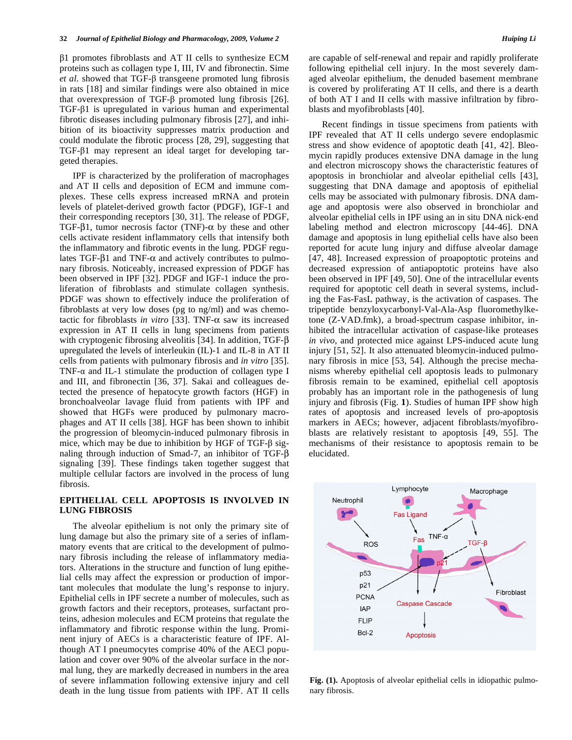β1 promotes fibroblasts and AT II cells to synthesize ECM proteins such as collagen type I, III, IV and fibronectin. Sime *et al.* showed that TGF-β transgeene promoted lung fibrosis in rats [18] and similar findings were also obtained in mice that overexpression of TGF-β promoted lung fibrosis [26]. TGF-β1 is upregulated in various human and experimental fibrotic diseases including pulmonary fibrosis [27], and inhibition of its bioactivity suppresses matrix production and could modulate the fibrotic process [28, 29], suggesting that TGF-β1 may represent an ideal target for developing targeted therapies.

IPF is characterized by the proliferation of macrophages and AT II cells and deposition of ECM and immune complexes. These cells express increased mRNA and protein levels of platelet-derived growth factor (PDGF), IGF-1 and their corresponding receptors [30, 31]. The release of PDGF, TGF-β1, tumor necrosis factor (TNF)-α by these and other cells activate resident inflammatory cells that intensify both the inflammatory and fibrotic events in the lung. PDGF regulates TGF-β1 and TNF-α and actively contributes to pulmonary fibrosis. Noticeably, increased expression of PDGF has been observed in IPF [32]. PDGF and IGF-1 induce the proliferation of fibroblasts and stimulate collagen synthesis. PDGF was shown to effectively induce the proliferation of fibroblasts at very low doses (pg to ng/ml) and was chemotactic for fibroblasts *in vitro* [33]. TNF-α saw its increased expression in AT II cells in lung specimens from patients with cryptogenic fibrosing alveolitis [34]. In addition, TGF-β upregulated the levels of interleukin (IL)-1 and IL-8 in AT II cells from patients with pulmonary fibrosis and *in vitro* [35]. TNF-α and IL-1 stimulate the production of collagen type I and III, and fibronectin [36, 37]. Sakai and colleagues detected the presence of hepatocyte growth factors (HGF) in bronchoalveolar lavage fluid from patients with IPF and showed that HGFs were produced by pulmonary macrophages and AT II cells [38]. HGF has been shown to inhibit the progression of bleomycin-induced pulmonary fibrosis in mice, which may be due to inhibition by HGF of TGF-β signaling through induction of Smad-7, an inhibitor of TGF-β signaling [39]. These findings taken together suggest that multiple cellular factors are involved in the process of lung fibrosis.

## EPITHELIAL CELL APOPTOSIS IS INVOLVED IN LUNG FIBROSIS

The alveolar epithelium is not only the primary site of lung damage but also the primary site of a series of inflammatory events that are critical to the development of pulmonary fibrosis including the release of inflammatory mediators. Alterations in the structure and function of lung epithelial cells may affect the expression or production of important molecules that modulate the lung's response to injury. Epithelial cells in IPF secrete a number of molecules, such as growth factors and their receptors, proteases, surfactant proteins, adhesion molecules and ECM proteins that regulate the inflammatory and fibrotic response within the lung. Prominent injury of AECs is a characteristic feature of IPF. Although AT I pneumocytes comprise 40% of the AECl population and cover over 90% of the alveolar surface in the normal lung, they are markedly decreased in numbers in the area of severe inflammation following extensive injury and cell death in the lung tissue from patients with IPF. AT II cells are capable of self-renewal and repair and rapidly proliferate following epithelial cell injury. In the most severely damaged alveolar epithelium, the denuded basement membrane is covered by proliferating AT II cells, and there is a dearth of both AT I and II cells with massive infiltration by fibroblasts and myofibroblasts [40].

Recent findings in tissue specimens from patients with IPF revealed that AT II cells undergo severe endoplasmic stress and show evidence of apoptotic death [41, 42]. Bleomycin rapidly produces extensive DNA damage in the lung and electron microscopy shows the characteristic features of apoptosis in bronchiolar and alveolar epithelial cells [43], suggesting that DNA damage and apoptosis of epithelial cells may be associated with pulmonary fibrosis. DNA damage and apoptosis were also observed in bronchiolar and alveolar epithelial cells in IPF using an in situ DNA nick-end labeling method and electron microscopy [44-46]. DNA damage and apoptosis in lung epithelial cells have also been reported for acute lung injury and diffuse alveolar damage [47, 48]. Increased expression of proapoptotic proteins and decreased expression of antiapoptotic proteins have also been observed in IPF [49, 50]. One of the intracellular events required for apoptotic cell death in several systems, including the Fas-FasL pathway, is the activation of caspases. The tripeptide benzyloxycarbonyl-Val-Ala-Asp fluoromethylketone (Z-VAD.fmk), a broad-spectrum caspase inhibitor, inhibited the intracellular activation of caspase-like proteases *in vivo*, and protected mice against LPS-induced acute lung injury [51, 52]. It also attenuated bleomycin-induced pulmonary fibrosis in mice [53, 54]. Although the precise mechanisms whereby epithelial cell apoptosis leads to pulmonary fibrosis remain to be examined, epithelial cell apoptosis probably has an important role in the pathogenesis of lung injury and fibrosis (Fig. **1**). Studies of human IPF show high rates of apoptosis and increased levels of pro-apoptosis markers in AECs; however, adjacent fibroblasts/myofibroblasts are relatively resistant to apoptosis [49, 55]. The mechanisms of their resistance to apoptosis remain to be elucidated.

**Fig. (1).** Apoptosis of alveolar epithelial cells in idiopathic pulmonary fibrosis.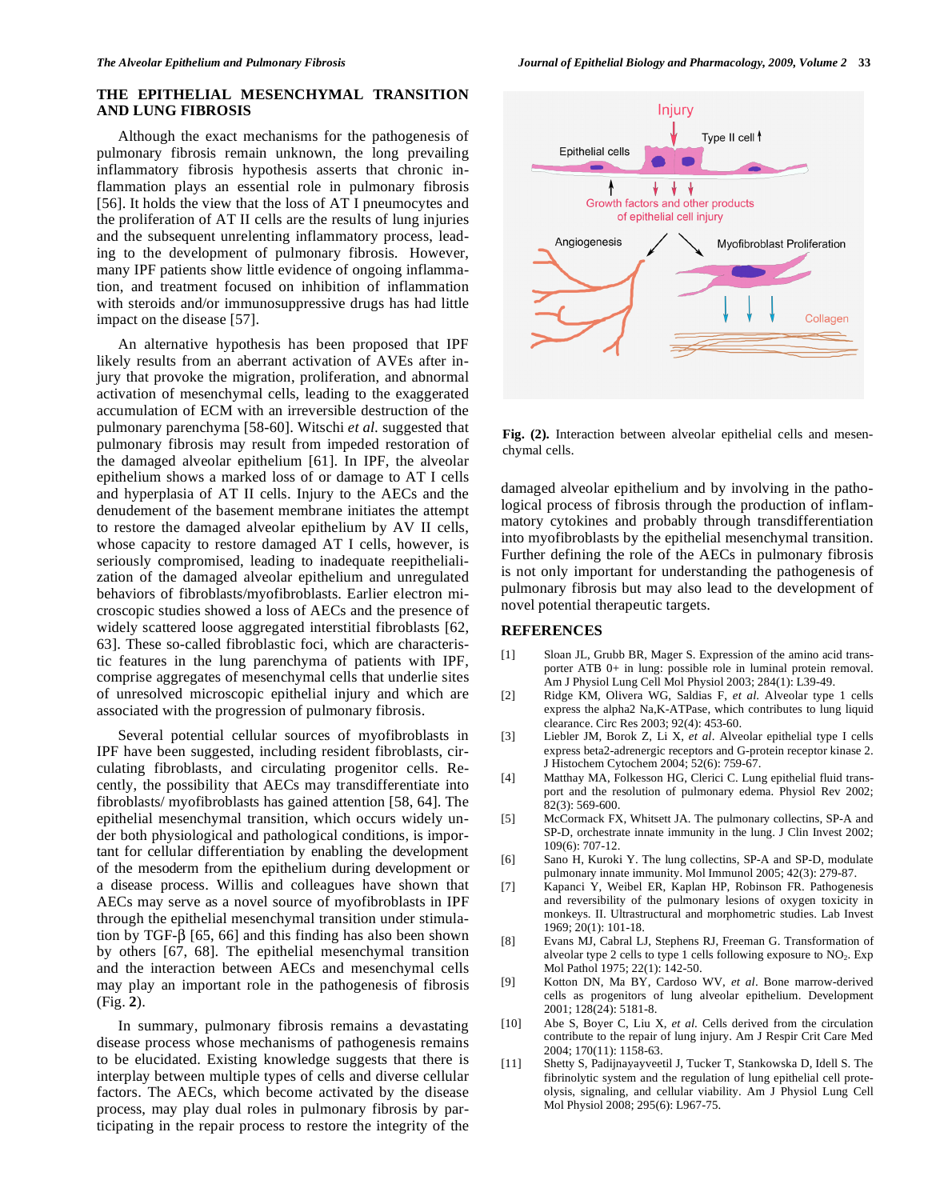## THE EPITHELIAL MESENCHYMAL TRANSITION AND LUNG FIBROSIS

Although the exact mechanisms for the pathogenesis of pulmonary fibrosis remain unknown, the long prevailing inflammatory fibrosis hypothesis asserts that chronic inflammation plays an essential role in pulmonary fibrosis [56]. It holds the view that the loss of AT I pneumocytes and the proliferation of AT II cells are the results of lung injuries and the subsequent unrelenting inflammatory process, leading to the development of pulmonary fibrosis. However, many IPF patients show little evidence of ongoing inflammation, and treatment focused on inhibition of inflammation with steroids and/or immunosuppressive drugs has had little impact on the disease [57].

An alternative hypothesis has been proposed that IPF likely results from an aberrant activation of AVEs after injury that provoke the migration, proliferation, and abnormal activation of mesenchymal cells, leading to the exaggerated accumulation of ECM with an irreversible destruction of the pulmonary parenchyma [58-60]. Witschi *et al.* suggested that pulmonary fibrosis may result from impeded restoration of the damaged alveolar epithelium [61]. In IPF, the alveolar epithelium shows a marked loss of or damage to AT I cells and hyperplasia of AT II cells. Injury to the AECs and the denudement of the basement membrane initiates the attempt to restore the damaged alveolar epithelium by AV II cells, whose capacity to restore damaged AT I cells, however, is seriously compromised, leading to inadequate reepithelialization of the damaged alveolar epithelium and unregulated behaviors of fibroblasts/myofibroblasts. Earlier electron microscopic studies showed a loss of AECs and the presence of widely scattered loose aggregated interstitial fibroblasts [62, 63]. These so-called fibroblastic foci, which are characteristic features in the lung parenchyma of patients with IPF, comprise aggregates of mesenchymal cells that underlie sites of unresolved microscopic epithelial injury and which are associated with the progression of pulmonary fibrosis.

Several potential cellular sources of myofibroblasts in IPF have been suggested, including resident fibroblasts, circulating fibroblasts, and circulating progenitor cells. Recently, the possibility that AECs may transdifferentiate into fibroblasts/ myofibroblasts has gained attention [58, 64]. The epithelial mesenchymal transition, which occurs widely under both physiological and pathological conditions, is important for cellular differentiation by enabling the development of the mesoderm from the epithelium during development or a disease process. Willis and colleagues have shown that AECs may serve as a novel source of myofibroblasts in IPF through the epithelial mesenchymal transition under stimulation by TGF-β [65, 66] and this finding has also been shown by others [67, 68]. The epithelial mesenchymal transition and the interaction between AECs and mesenchymal cells may play an important role in the pathogenesis of fibrosis (Fig. **2**).

In summary, pulmonary fibrosis remains a devastating disease process whose mechanisms of pathogenesis remains to be elucidated. Existing knowledge suggests that there is interplay between multiple types of cells and diverse cellular factors. The AECs, which become activated by the disease process, may play dual roles in pulmonary fibrosis by participating in the repair process to restore the integrity of the damaged alveolar epithelium and by involving in the pathological process of fibrosis through the production of inflammatory cytokines and probably through transdifferentiation into myofibroblasts by the epithelial mesenchymal transition. Further defining the role of the AECs in pulmonary fibrosis is not only important for understanding the pathogenesis of pulmonary fibrosis but may also lead to the development of novel potential therapeutic targets.

**Fig. (2).** Interaction between alveolar epithelial cells and mesenchymal cells.

## REFERENCES

[1] Sloan JL, Grubb BR, Mager S. Expression of the amino acid transporter ATB 0+ in lung: possible role in luminal protein removal. Am J Physiol Lung Cell Mol Physiol 2003; 284(1): L39-49.

[2] Ridge KM, Olivera WG, Saldias F, *et al.* Alveolar type 1 cells express the alpha2 Na,K-ATPase, which contributes to lung liquid clearance. Circ Res 2003; 92(4): 453-60.

[3] Liebler JM, Borok Z, Li X, *et al*. Alveolar epithelial type I cells express beta2-adrenergic receptors and G-protein receptor kinase 2. J Histochem Cytochem 2004; 52(6): 759-67.

[4] Matthay MA, Folkesson HG, Clerici C. Lung epithelial fluid transport and the resolution of pulmonary edema. Physiol Rev 2002; 82(3): 569-600.

[5] McCormack FX, Whitsett JA. The pulmonary collectins, SP-A and SP-D, orchestrate innate immunity in the lung. J Clin Invest 2002; 109(6): 707-12.

[6] Sano H, Kuroki Y. The lung collectins, SP-A and SP-D, modulate pulmonary innate immunity. Mol Immunol 2005; 42(3): 279-87.

[7] Kapanci Y, Weibel ER, Kaplan HP, Robinson FR. Pathogenesis and reversibility of the pulmonary lesions of oxygen toxicity in monkeys. II. Ultrastructural and morphometric studies. Lab Invest 1969; 20(1): 101-18.

[8] Evans MJ, Cabral LJ, Stephens RJ, Freeman G. Transformation of alveolar type 2 cells to type 1 cells following exposure to $NO_2$. Exp Mol Pathol 1975; 22(1): 142-50.

[9] Kotton DN, Ma BY, Cardoso WV, *et al*. Bone marrow-derived cells as progenitors of lung alveolar epithelium. Development 2001; 128(24): 5181-8.

[10] Abe S, Boyer C, Liu X, *et al.* Cells derived from the circulation contribute to the repair of lung injury. Am J Respir Crit Care Med 2004; 170(11): 1158-63.

[11] Shetty S, Padijnayayveetil J, Tucker T, Stankowska D, Idell S. The fibrinolytic system and the regulation of lung epithelial cell proteolysis, signaling, and cellular viability. Am J Physiol Lung Cell Mol Physiol 2008; 295(6): L967-75.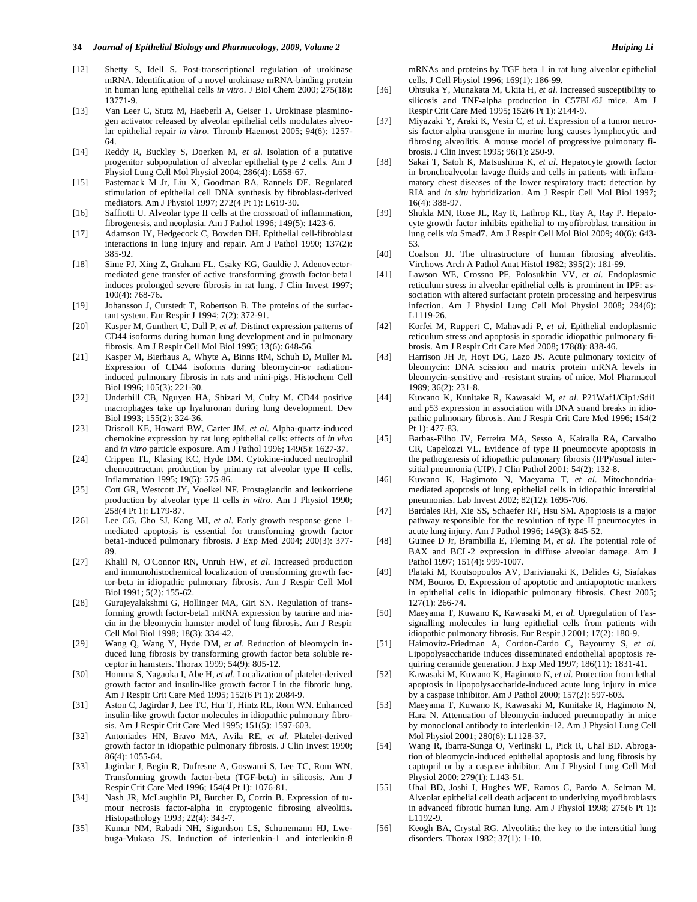[12] Shetty S, Idell S. Post-transcriptional regulation of urokinase mRNA. Identification of a novel urokinase mRNA-binding protein in human lung epithelial cells *in vitro*. J Biol Chem 2000; 275(18): 13771-9.

[13] Van Leer C, Stutz M, Haeberli A, Geiser T. Urokinase plasminogen activator released by alveolar epithelial cells modulates alveolar epithelial repair *in vitro*. Thromb Haemost 2005; 94(6): 1257-64.

[14] Reddy R, Buckley S, Doerken M, *et al*. Isolation of a putative progenitor subpopulation of alveolar epithelial type 2 cells. Am J Physiol Lung Cell Mol Physiol 2004; 286(4): L658-67.

[15] Pasternack M Jr, Liu X, Goodman RA, Rannels DE. Regulated stimulation of epithelial cell DNA synthesis by fibroblast-derived mediators. Am J Physiol 1997; 272(4 Pt 1): L619-30.

[16] Saffiotti U. Alveolar type II cells at the crossroad of inflammation, fibrogenesis, and neoplasia. Am J Pathol 1996; 149(5): 1423-6.

[17] Adamson IY, Hedgecock C, Bowden DH. Epithelial cell-fibroblast interactions in lung injury and repair. Am J Pathol 1990; 137(2): 385-92.

[18] Sime PJ, Xing Z, Graham FL, Csaky KG, Gauldie J. Adenovector-mediated gene transfer of active transforming growth factor-beta1 induces prolonged severe fibrosis in rat lung. J Clin Invest 1997; 100(4): 768-76.

[19] Johansson J, Curstedt T, Robertson B. The proteins of the surfactant system. Eur Respir J 1994; 7(2): 372-91.

[20] Kasper M, Gunthert U, Dall P, *et al*. Distinct expression patterns of CD44 isoforms during human lung development and in pulmonary fibrosis. Am J Respir Cell Mol Biol 1995; 13(6): 648-56.

[21] Kasper M, Bierhaus A, Whyte A, Binns RM, Schuh D, Muller M. Expression of CD44 isoforms during bleomycin-or radiation-induced pulmonary fibrosis in rats and mini-pigs. Histochem Cell Biol 1996; 105(3): 221-30.

[22] Underhill CB, Nguyen HA, Shizari M, Culty M. CD44 positive macrophages take up hyaluronan during lung development. Dev Biol 1993; 155(2): 324-36.

[23] Driscoll KE, Howard BW, Carter JM, *et al*. Alpha-quartz-induced chemokine expression by rat lung epithelial cells: effects of *in vivo* and *in vitro* particle exposure. Am J Pathol 1996; 149(5): 1627-37.

[24] Crippen TL, Klasing KC, Hyde DM. Cytokine-induced neutrophil chemoattractant production by primary rat alveolar type II cells. Inflammation 1995; 19(5): 575-86.

[25] Cott GR, Westcott JY, Voelkel NF. Prostaglandin and leukotriene production by alveolar type II cells *in vitro*. Am J Physiol 1990; 258(4 Pt 1): L179-87.

[26] Lee CG, Cho SJ, Kang MJ, *et al*. Early growth response gene 1-mediated apoptosis is essential for transforming growth factor beta1-induced pulmonary fibrosis. J Exp Med 2004; 200(3): 377-89.

[27] Khalil N, O'Connor RN, Unruh HW, *et al*. Increased production and immunohistochemical localization of transforming growth factor-beta in idiopathic pulmonary fibrosis. Am J Respir Cell Mol Biol 1991; 5(2): 155-62.

[28] Gurujeyalakshmi G, Hollinger MA, Giri SN. Regulation of transforming growth factor-beta1 mRNA expression by taurine and niacin in the bleomycin hamster model of lung fibrosis. Am J Respir Cell Mol Biol 1998; 18(3): 334-42.

[29] Wang Q, Wang Y, Hyde DM, *et al*. Reduction of bleomycin induced lung fibrosis by transforming growth factor beta soluble receptor in hamsters. Thorax 1999; 54(9): 805-12.

[30] Homma S, Nagaoka I, Abe H, *et al*. Localization of platelet-derived growth factor and insulin-like growth factor I in the fibrotic lung. Am J Respir Crit Care Med 1995; 152(6 Pt 1): 2084-9.

[31] Aston C, Jagirdar J, Lee TC, Hur T, Hintz RL, Rom WN. Enhanced insulin-like growth factor molecules in idiopathic pulmonary fibrosis. Am J Respir Crit Care Med 1995; 151(5): 1597-603.

[32] Antoniades HN, Bravo MA, Avila RE, *et al*. Platelet-derived growth factor in idiopathic pulmonary fibrosis. J Clin Invest 1990; 86(4): 1055-64.

[33] Jagirdar J, Begin R, Dufresne A, Goswami S, Lee TC, Rom WN. Transforming growth factor-beta (TGF-beta) in silicosis. Am J Respir Crit Care Med 1996; 154(4 Pt 1): 1076-81.

[34] Nash JR, McLaughlin PJ, Butcher D, Corrin B. Expression of tumour necrosis factor-alpha in cryptogenic fibrosing alveolitis. Histopathology 1993; 22(4): 343-7.

[35] Kumar NM, Rabadi NH, Sigurdson LS, Schunemann HJ, Lwebuga-Mukasa JS. Induction of interleukin-1 and interleukin-8 mRNAs and proteins by TGF beta 1 in rat lung alveolar epithelial cells. J Cell Physiol 1996; 169(1): 186-99.

[36] Ohtsuka Y, Munakata M, Ukita H, *et al*. Increased susceptibility to silicosis and TNF-alpha production in C57BL/6J mice. Am J Respir Crit Care Med 1995; 152(6 Pt 1): 2144-9.

[37] Miyazaki Y, Araki K, Vesin C, *et al*. Expression of a tumor necrosis factor-alpha transgene in murine lung causes lymphocytic and fibrosing alveolitis. A mouse model of progressive pulmonary fibrosis. J Clin Invest 1995; 96(1): 250-9.

[38] Sakai T, Satoh K, Matsushima K, *et al*. Hepatocyte growth factor in bronchoalveolar lavage fluids and cells in patients with inflammatory chest diseases of the lower respiratory tract: detection by RIA and *in situ* hybridization. Am J Respir Cell Mol Biol 1997; 16(4): 388-97.

[39] Shukla MN, Rose JL, Ray R, Lathrop KL, Ray A, Ray P. Hepatocyte growth factor inhibits epithelial to myofibroblast transition in lung cells *via* Smad7. Am J Respir Cell Mol Biol 2009; 40(6): 643-53.

[40] Coalson JJ. The ultrastructure of human fibrosing alveolitis. Virchows Arch A Pathol Anat Histol 1982; 395(2): 181-99.

[41] Lawson WE, Crossno PF, Polosukhin VV, *et al*. Endoplasmic reticulum stress in alveolar epithelial cells is prominent in IPF: association with altered surfactant protein processing and herpesvirus infection. Am J Physiol Lung Cell Mol Physiol 2008; 294(6): L1119-26.

[42] Korfei M, Ruppert C, Mahavadi P, *et al*. Epithelial endoplasmic reticulum stress and apoptosis in sporadic idiopathic pulmonary fibrosis. Am J Respir Crit Care Med 2008; 178(8): 838-46.

[43] Harrison JH Jr, Hoyt DG, Lazo JS. Acute pulmonary toxicity of bleomycin: DNA scission and matrix protein mRNA levels in bleomycin-sensitive and -resistant strains of mice. Mol Pharmacol 1989; 36(2): 231-8.

[44] Kuwano K, Kunitake R, Kawasaki M, *et al*. P21Waf1/Cip1/Sdi1 and p53 expression in association with DNA strand breaks in idiopathic pulmonary fibrosis. Am J Respir Crit Care Med 1996; 154(2 Pt 1): 477-83.

[45] Barbas-Filho JV, Ferreira MA, Sesso A, Kairalla RA, Carvalho CR, Capelozzi VL. Evidence of type II pneumocyte apoptosis in the pathogenesis of idiopathic pulmonary fibrosis (IFP)/usual interstitial pneumonia (UIP). J Clin Pathol 2001; 54(2): 132-8.

[46] Kuwano K, Hagimoto N, Maeyama T, *et al*. Mitochondria-mediated apoptosis of lung epithelial cells in idiopathic interstitial pneumonias. Lab Invest 2002; 82(12): 1695-706.

[47] Bardales RH, Xie SS, Schaefer RF, Hsu SM. Apoptosis is a major pathway responsible for the resolution of type II pneumocytes in acute lung injury. Am J Pathol 1996; 149(3): 845-52.

[48] Guinee D Jr, Brambilla E, Fleming M, *et al*. The potential role of BAX and BCL-2 expression in diffuse alveolar damage. Am J Pathol 1997; 151(4): 999-1007.

[49] Plataki M, Koutsopoulos AV, Darivianaki K, Delides G, Siafakas NM, Bouros D. Expression of apoptotic and antiapoptotic markers in epithelial cells in idiopathic pulmonary fibrosis. Chest 2005; 127(1): 266-74.

[50] Maeyama T, Kuwano K, Kawasaki M, *et al*. Upregulation of Fas-signalling molecules in lung epithelial cells from patients with idiopathic pulmonary fibrosis. Eur Respir J 2001; 17(2): 180-9.

[51] Haimovitz-Friedman A, Cordon-Cardo C, Bayoumy S, *et al*. Lipopolysaccharide induces disseminated endothelial apoptosis requiring ceramide generation. J Exp Med 1997; 186(11): 1831-41.

[52] Kawasaki M, Kuwano K, Hagimoto N, *et al*. Protection from lethal apoptosis in lipopolysaccharide-induced acute lung injury in mice by a caspase inhibitor. Am J Pathol 2000; 157(2): 597-603.

[53] Maeyama T, Kuwano K, Kawasaki M, Kunitake R, Hagimoto N, Hara N. Attenuation of bleomycin-induced pneumopathy in mice by monoclonal antibody to interleukin-12. Am J Physiol Lung Cell Mol Physiol 2001; 280(6): L1128-37.

[54] Wang R, Ibarra-Sunga O, Verlinski L, Pick R, Uhal BD. Abrogation of bleomycin-induced epithelial apoptosis and lung fibrosis by captopril or by a caspase inhibitor. Am J Physiol Lung Cell Mol Physiol 2000; 279(1): L143-51.

[55] Uhal BD, Joshi I, Hughes WF, Ramos C, Pardo A, Selman M. Alveolar epithelial cell death adjacent to underlying myofibroblasts in advanced fibrotic human lung. Am J Physiol 1998; 275(6 Pt 1): L1192-9.

[56] Keogh BA, Crystal RG. Alveolitis: the key to the interstitial lung disorders. Thorax 1982; 37(1): 1-10.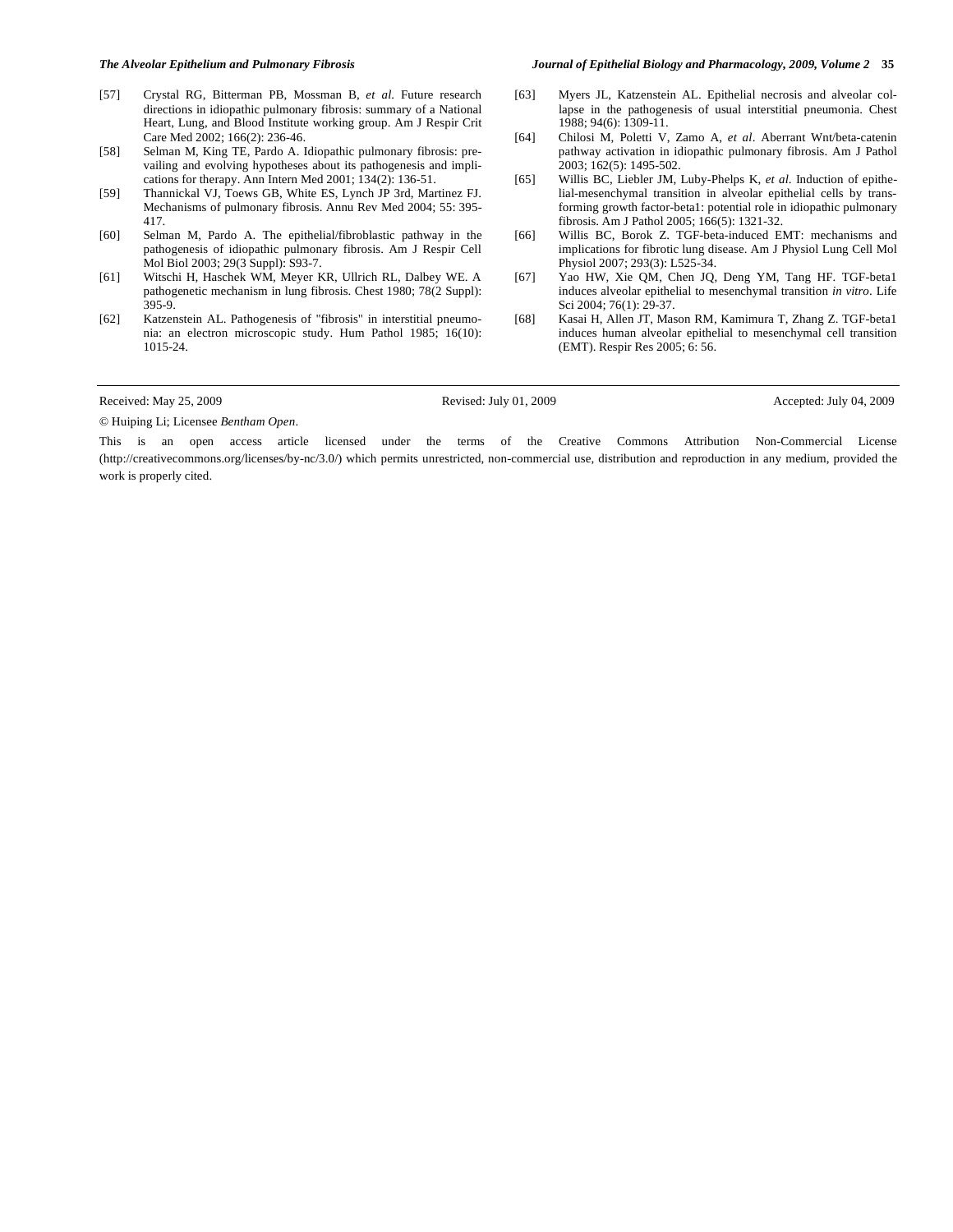[57] Crystal RG, Bitterman PB, Mossman B, *et al*. Future research directions in idiopathic pulmonary fibrosis: summary of a National Heart, Lung, and Blood Institute working group. Am J Respir Crit Care Med 2002; 166(2): 236-46.

[58] Selman M, King TE, Pardo A. Idiopathic pulmonary fibrosis: prevailing and evolving hypotheses about its pathogenesis and implications for therapy. Ann Intern Med 2001; 134(2): 136-51.

[59] Thannickal VJ, Toews GB, White ES, Lynch JP 3rd, Martinez FJ. Mechanisms of pulmonary fibrosis. Annu Rev Med 2004; 55: 395-417.

[60] Selman M, Pardo A. The epithelial/fibroblastic pathway in the pathogenesis of idiopathic pulmonary fibrosis. Am J Respir Cell Mol Biol 2003; 29(3 Suppl): S93-7.

[61] Witschi H, Haschek WM, Meyer KR, Ullrich RL, Dalbey WE. A pathogenetic mechanism in lung fibrosis. Chest 1980; 78(2 Suppl): 395-9.

[62] Katzenstein AL. Pathogenesis of "fibrosis" in interstitial pneumonia: an electron microscopic study. Hum Pathol 1985; 16(10): 1015-24.

[63] Myers JL, Katzenstein AL. Epithelial necrosis and alveolar collapse in the pathogenesis of usual interstitial pneumonia. Chest 1988; 94(6): 1309-11.

[64] Chilosi M, Poletti V, Zamo A, *et al*. Aberrant Wnt/beta-catenin pathway activation in idiopathic pulmonary fibrosis. Am J Pathol 2003; 162(5): 1495-502.

[65] Willis BC, Liebler JM, Luby-Phelps K, *et al*. Induction of epithelial-mesenchymal transition in alveolar epithelial cells by transforming growth factor-beta1: potential role in idiopathic pulmonary fibrosis. Am J Pathol 2005; 166(5): 1321-32.

[66] Willis BC, Borok Z. TGF-beta-induced EMT: mechanisms and implications for fibrotic lung disease. Am J Physiol Lung Cell Mol Physiol 2007; 293(3): L525-34.

[67] Yao HW, Xie QM, Chen JQ, Deng YM, Tang HF. TGF-beta1 induces alveolar epithelial to mesenchymal transition *in vitro*. Life Sci 2004; 76(1): 29-37.

[68] Kasai H, Allen JT, Mason RM, Kamimura T, Zhang Z. TGF-beta1 induces human alveolar epithelial to mesenchymal cell transition (EMT). Respir Res 2005; 6: 56.

---

Received: May 25, 2009    Revised: July 01, 2009    Accepted: July 04, 2009

© Huiping Li; Licensee *Bentham Open*.

This is an open access article licensed under the terms of the Creative Commons Attribution Non-Commercial License (http://creativecommons.org/licenses/by-nc/3.0/) which permits unrestricted, non-commercial use, distribution and reproduction in any medium, provided the work is properly cited.